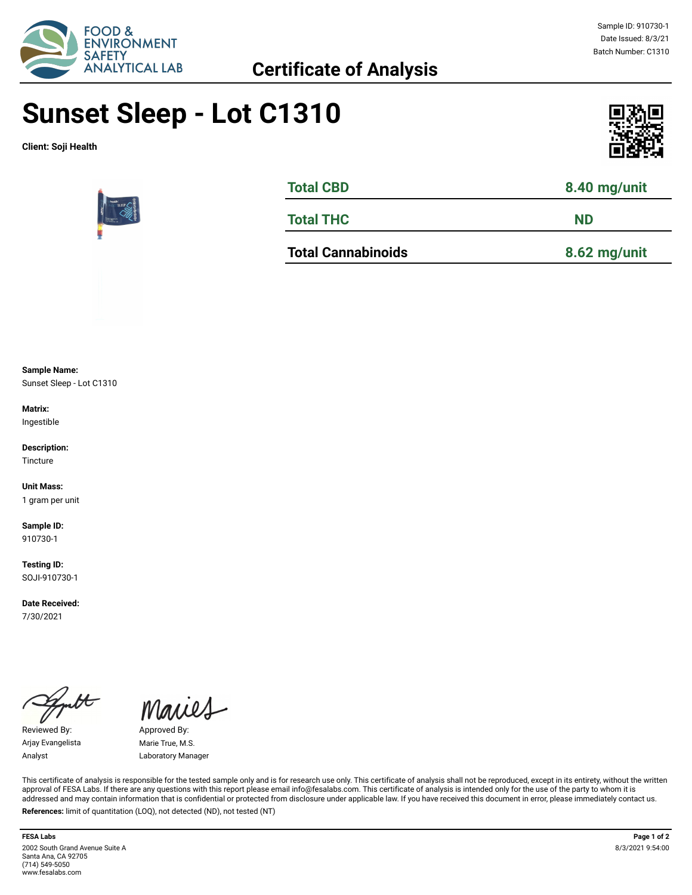FOOD & ENVIRONMENT SAFETY ANALYTICAL LAB

Sample ID: 910730-1
Date Issued: 8/3/21
Batch Number: C1310

## Certificate of Analysis

# Sunset Sleep - Lot C1310

**Client: Soji Health**

| | |
|---|---|
| **Total CBD** | **8.40 mg/unit** |
| **Total THC** | **ND** |
| **Total Cannabinoids** | **8.62 mg/unit** |

**Sample Name:**
Sunset Sleep - Lot C1310

**Matrix:**
Ingestible

**Description:**
Tincture

**Unit Mass:**
1 gram per unit

**Sample ID:**
910730-1

**Testing ID:**
SOJI-910730-1

**Date Received:**
7/30/2021

Reviewed By:
Arjay Evangelista
Analyst

Approved By:
Marie True, M.S.
Laboratory Manager

This certificate of analysis is responsible for the tested sample only and is for research use only. This certificate of analysis shall not be reproduced, except in its entirety, without the written approval of FESA Labs. If there are any questions with this report please email info@fesalabs.com. This certificate of analysis is intended only for the use of the party to whom it is addressed and may contain information that is confidential or protected from disclosure under applicable law. If you have received this document in error, please immediately contact us.

**References:** limit of quantitation (LOQ), not detected (ND), not tested (NT)

**FESA Labs**
2002 South Grand Avenue Suite A
Santa Ana, CA 92705
(714) 549-5050
www.fesalabs.com

8/3/2021 9:54:00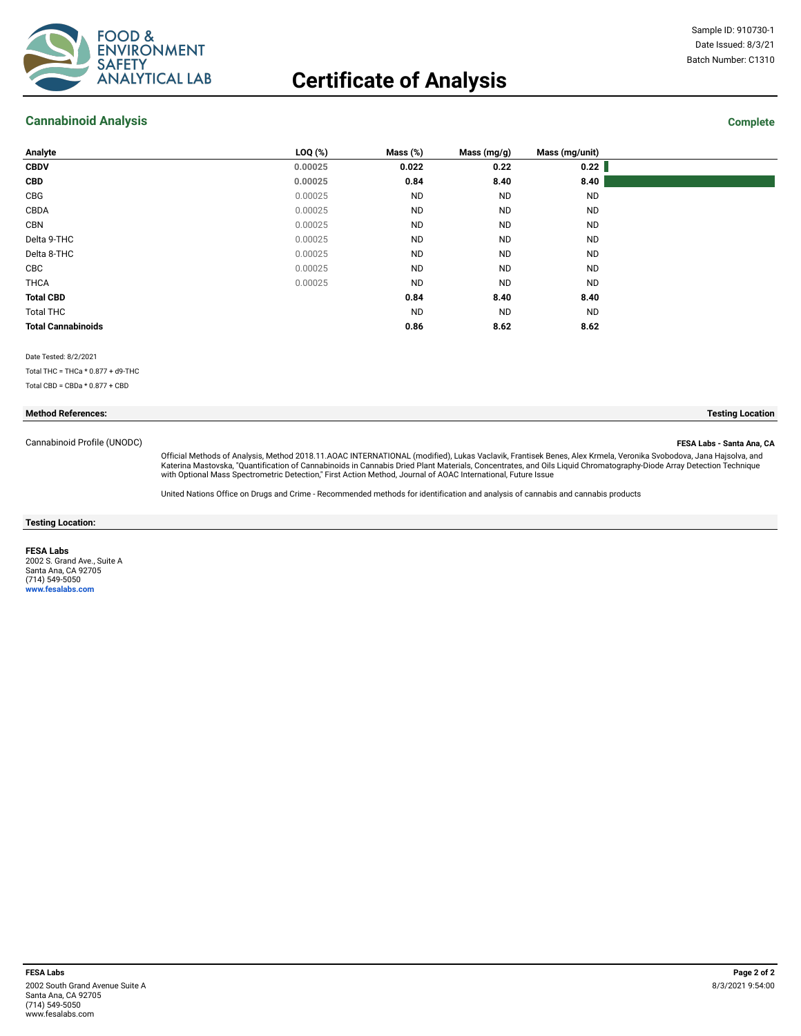FOOD & ENVIRONMENT SAFETY ANALYTICAL LAB

Sample ID: 910730-1
Date Issued: 8/3/21
Batch Number: C1310

# Certificate of Analysis

## Cannabinoid Analysis

**Complete**

| Analyte | LOQ (%) | Mass (%) | Mass (mg/g) | Mass (mg/unit) |
|---|---|---|---|---|
| **CBDV** | **0.00025** | **0.022** | **0.22** | **0.22** |
| **CBD** | **0.00025** | **0.84** | **8.40** | **8.40** |
| CBG | 0.00025 | ND | ND | ND |
| CBDA | 0.00025 | ND | ND | ND |
| CBN | 0.00025 | ND | ND | ND |
| Delta 9-THC | 0.00025 | ND | ND | ND |
| Delta 8-THC | 0.00025 | ND | ND | ND |
| CBC | 0.00025 | ND | ND | ND |
| THCA | 0.00025 | ND | ND | ND |
| **Total CBD** | | **0.84** | **8.40** | **8.40** |
| Total THC | | ND | ND | ND |
| **Total Cannabinoids** | | **0.86** | **8.62** | **8.62** |

Date Tested: 8/2/2021

Total THC = THCa * 0.877 + d9-THC

Total CBD = CBDa * 0.877 + CBD

**Method References:** **Testing Location**

Cannabinoid Profile (UNODC) — **FESA Labs - Santa Ana, CA**

Official Methods of Analysis, Method 2018.11.AOAC INTERNATIONAL (modified), Lukas Vaclavik, Frantisek Benes, Alex Krmela, Veronika Svobodova, Jana Hajsolva, and Katerina Mastovska, "Quantification of Cannabinoids in Cannabis Dried Plant Materials, Concentrates, and Oils Liquid Chromatography-Diode Array Detection Technique with Optional Mass Spectrometric Detection," First Action Method, Journal of AOAC International, Future Issue

United Nations Office on Drugs and Crime - Recommended methods for identification and analysis of cannabis and cannabis products

**Testing Location:**

**FESA Labs**
2002 S. Grand Ave., Suite A
Santa Ana, CA 92705
(714) 549-5050
**www.fesalabs.com**